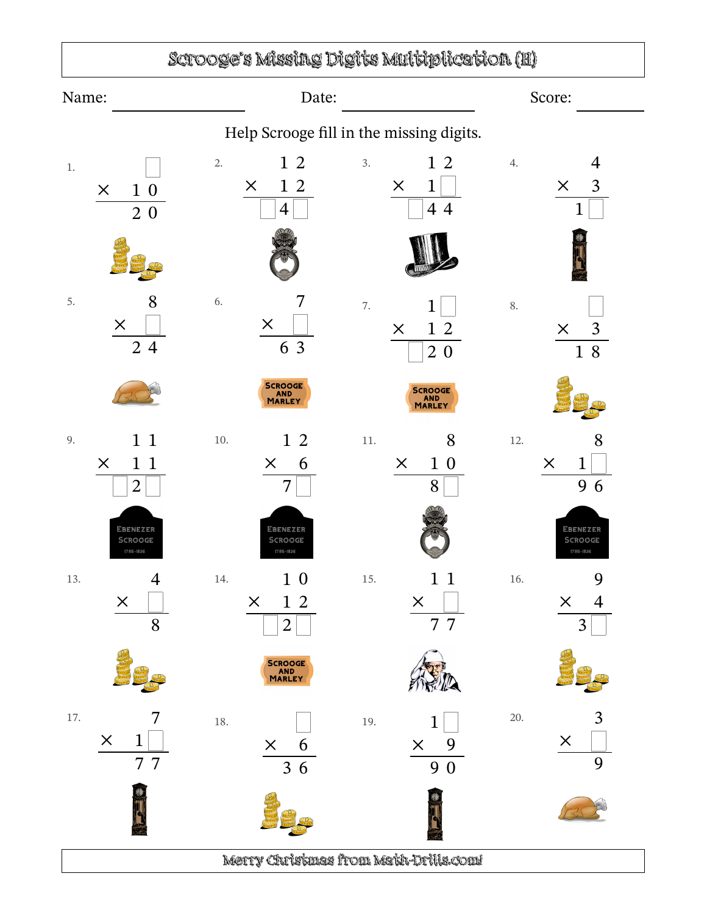# Scrooge's Missing Digits Multiplication (H)

Name: ____________ Date: ____________ Score: ________

Help Scrooge fill in the missing digits.

1. $\square \times 10 = 20$

2. $12 \times 12 = \square 4 \square$

3. $12 \times 1\square = \square 44$

4. $4 \times 3 = 1\square$

5. $8 \times \square = 24$

6. $7 \times \square = 63$

7. $1\square \times 12 = \square 20$

8. $\square \times 3 = 18$

9. $11 \times 11 = \square 2 \square$

10. $12 \times 6 = 7\square$

11. $8 \times 10 = 8\square$

12. $8 \times 1\square = 96$

13. $4 \times \square = 8$

14. $10 \times 12 = \square 2 \square$

15. $11 \times \square = 77$

16. $9 \times 4 = 3\square$

17. $7 \times 1\square = 77$

18. $\square \times 6 = 36$

19. $1\square \times 9 = 90$

20. $3 \times \square = 9$

Merry Christmas from Math-Drills.com!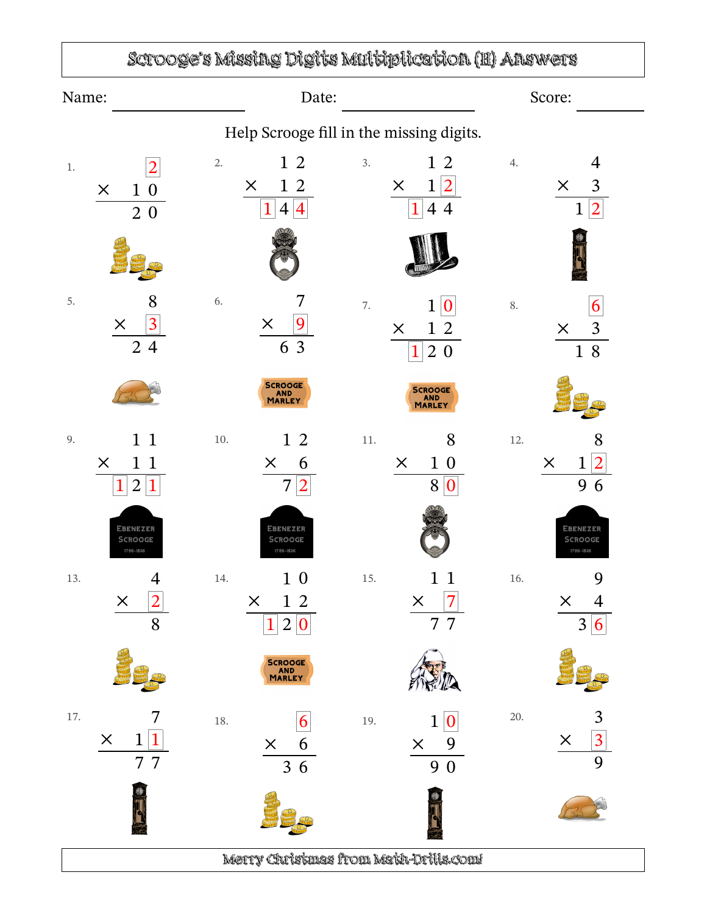# Scrooge's Missing Digits Multiplication (H) Answers

Name: ______________ Date: ______________ Score: ________

Help Scrooge fill in the missing digits.

1. $2 \times 10 = 20$

2. $12 \times 12 = 144$

3. $12 \times 12 = 144$

4. $4 \times 3 = 12$

5. $8 \times 3 = 24$

6. $7 \times 9 = 63$

7. $10 \times 12 = 120$

8. $6 \times 3 = 18$

9. $11 \times 11 = 121$

10. $12 \times 6 = 72$

11. $8 \times 10 = 80$

12. $8 \times 12 = 96$

13. $4 \times 2 = 8$

14. $10 \times 12 = 120$

15. $11 \times 7 = 77$

16. $9 \times 4 = 36$

17. $7 \times 11 = 77$

18. $6 \times 6 = 36$

19. $10 \times 9 = 90$

20. $3 \times 3 = 9$

Merry Christmas from Math-Drills.com!